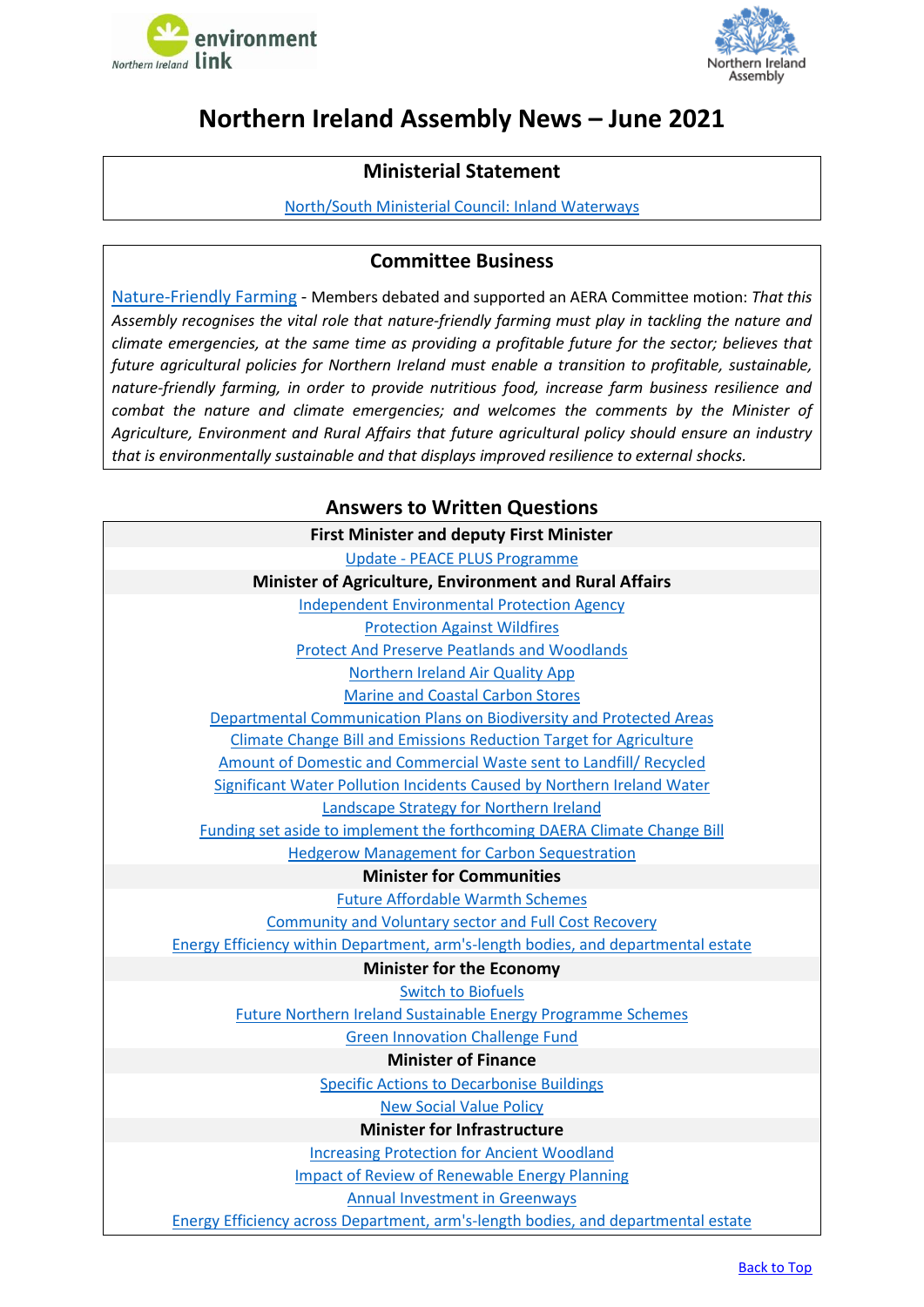# Northern Ireland Assembly News – June 2021

## Ministerial Statement

North/South Ministerial Council: Inland Waterways

## Committee Business

Nature-Friendly Farming - Members debated and supported an AERA Committee motion: *That this Assembly recognises the vital role that nature-friendly farming must play in tackling the nature and climate emergencies, at the same time as providing a profitable future for the sector; believes that future agricultural policies for Northern Ireland must enable a transition to profitable, sustainable, nature-friendly farming, in order to provide nutritious food, increase farm business resilience and combat the nature and climate emergencies; and welcomes the comments by the Minister of Agriculture, Environment and Rural Affairs that future agricultural policy should ensure an industry that is environmentally sustainable and that displays improved resilience to external shocks.*

## Answers to Written Questions

### First Minister and deputy First Minister

Update - PEACE PLUS Programme

### Minister of Agriculture, Environment and Rural Affairs

Independent Environmental Protection Agency

Protection Against Wildfires

Protect And Preserve Peatlands and Woodlands

Northern Ireland Air Quality App

Marine and Coastal Carbon Stores

Departmental Communication Plans on Biodiversity and Protected Areas

Climate Change Bill and Emissions Reduction Target for Agriculture

Amount of Domestic and Commercial Waste sent to Landfill/ Recycled

Significant Water Pollution Incidents Caused by Northern Ireland Water

Landscape Strategy for Northern Ireland

Funding set aside to implement the forthcoming DAERA Climate Change Bill

Hedgerow Management for Carbon Sequestration

### Minister for Communities

Future Affordable Warmth Schemes

Community and Voluntary sector and Full Cost Recovery

Energy Efficiency within Department, arm's-length bodies, and departmental estate

### Minister for the Economy

Switch to Biofuels

Future Northern Ireland Sustainable Energy Programme Schemes

Green Innovation Challenge Fund

### Minister of Finance

Specific Actions to Decarbonise Buildings

New Social Value Policy

### Minister for Infrastructure

Increasing Protection for Ancient Woodland

Impact of Review of Renewable Energy Planning

Annual Investment in Greenways

Energy Efficiency across Department, arm's-length bodies, and departmental estate

Back to Top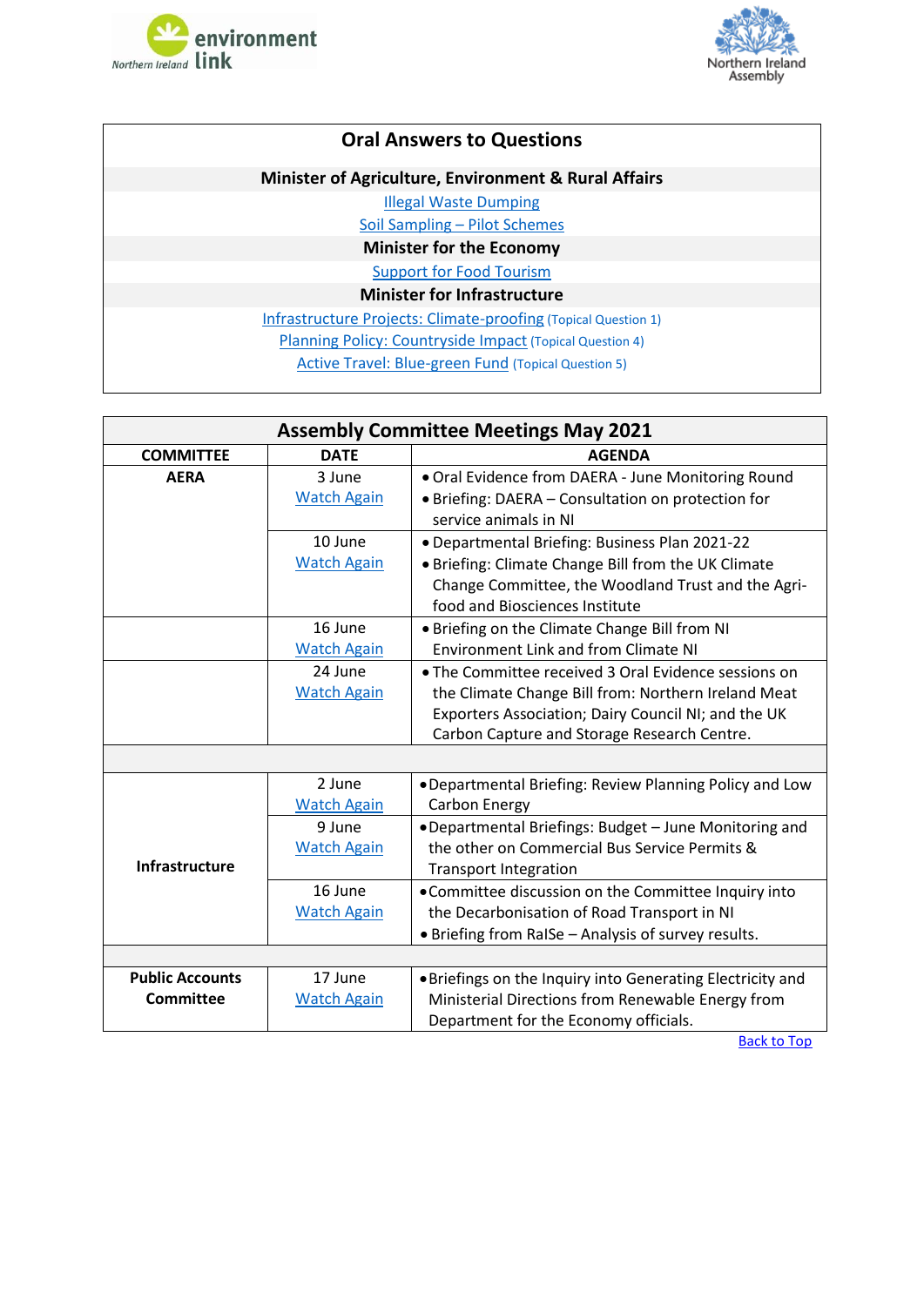## Oral Answers to Questions

### Minister of Agriculture, Environment & Rural Affairs

Illegal Waste Dumping

Soil Sampling – Pilot Schemes

### Minister for the Economy

Support for Food Tourism

### Minister for Infrastructure

Infrastructure Projects: Climate-proofing (Topical Question 1)

Planning Policy: Countryside Impact (Topical Question 4)

Active Travel: Blue-green Fund (Topical Question 5)

## Assembly Committee Meetings May 2021

| COMMITTEE | DATE | AGENDA |
|---|---|---|
| AERA | 3 June<br>Watch Again | • Oral Evidence from DAERA - June Monitoring Round<br>• Briefing: DAERA – Consultation on protection for service animals in NI |
| | 10 June<br>Watch Again | • Departmental Briefing: Business Plan 2021-22<br>• Briefing: Climate Change Bill from the UK Climate Change Committee, the Woodland Trust and the Agri-food and Biosciences Institute |
| | 16 June<br>Watch Again | • Briefing on the Climate Change Bill from NI Environment Link and from Climate NI |
| | 24 June<br>Watch Again | • The Committee received 3 Oral Evidence sessions on the Climate Change Bill from: Northern Ireland Meat Exporters Association; Dairy Council NI; and the UK Carbon Capture and Storage Research Centre. |
| | | |
| Infrastructure | 2 June<br>Watch Again | • Departmental Briefing: Review Planning Policy and Low Carbon Energy |
| | 9 June<br>Watch Again | • Departmental Briefings: Budget – June Monitoring and the other on Commercial Bus Service Permits & Transport Integration |
| | 16 June<br>Watch Again | • Committee discussion on the Committee Inquiry into the Decarbonisation of Road Transport in NI<br>• Briefing from RaISe – Analysis of survey results. |
| | | |
| Public Accounts Committee | 17 June<br>Watch Again | • Briefings on the Inquiry into Generating Electricity and Ministerial Directions from Renewable Energy from Department for the Economy officials. |

Back to Top